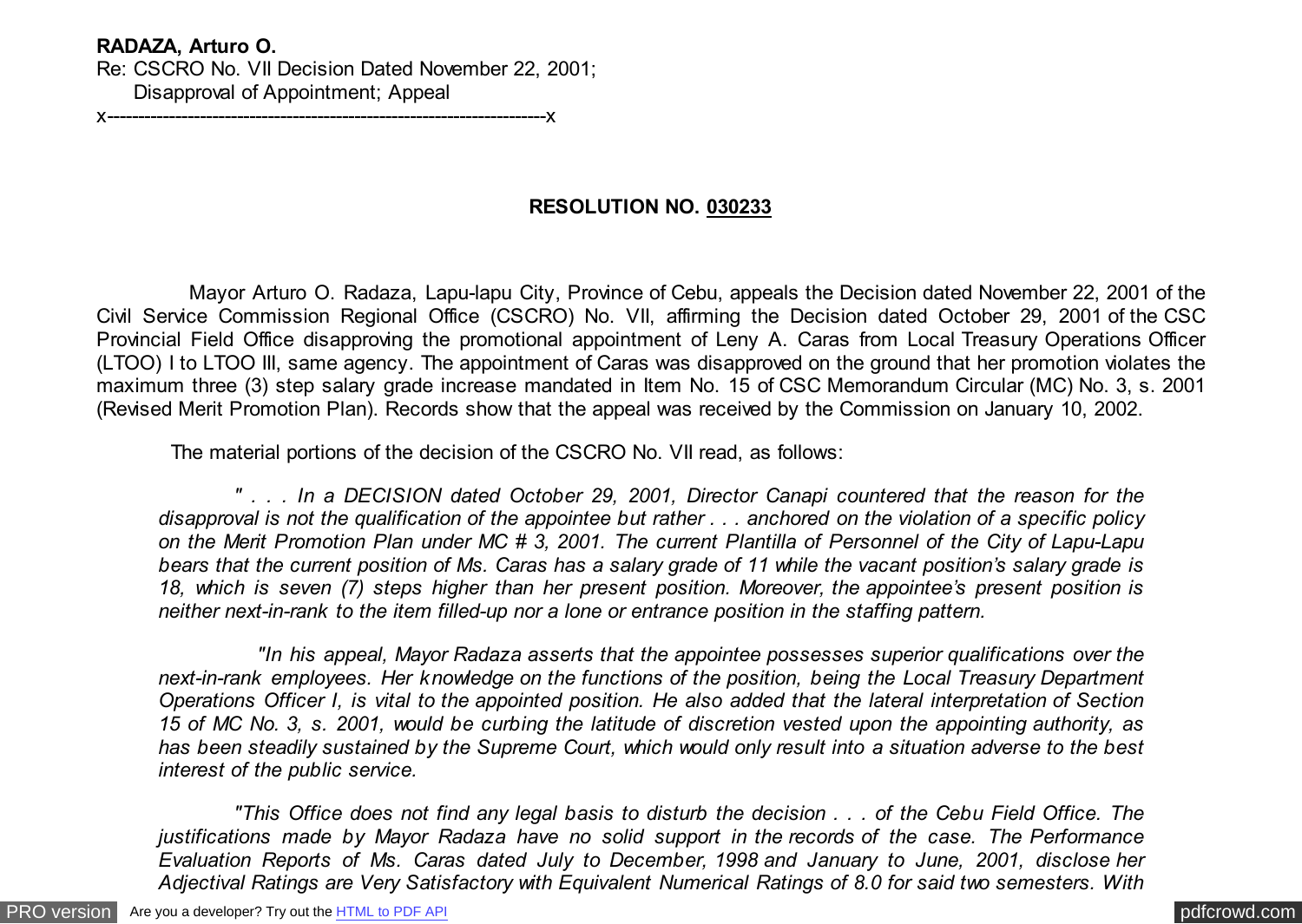**RADAZA, Arturo O.**
Re: CSCRO No. VII Decision Dated November 22, 2001;
Disapproval of Appointment; Appeal
x-----------------------------------------------------------------------x

**RESOLUTION NO. 030233**

Mayor Arturo O. Radaza, Lapu-lapu City, Province of Cebu, appeals the Decision dated November 22, 2001 of the Civil Service Commission Regional Office (CSCRO) No. VII, affirming the Decision dated October 29, 2001 of the CSC Provincial Field Office disapproving the promotional appointment of Leny A. Caras from Local Treasury Operations Officer (LTOO) I to LTOO III, same agency. The appointment of Caras was disapproved on the ground that her promotion violates the maximum three (3) step salary grade increase mandated in Item No. 15 of CSC Memorandum Circular (MC) No. 3, s. 2001 (Revised Merit Promotion Plan). Records show that the appeal was received by the Commission on January 10, 2002.

The material portions of the decision of the CSCRO No. VII read, as follows:

> *" . . . In a DECISION dated October 29, 2001, Director Canapi countered that the reason for the disapproval is not the qualification of the appointee but rather . . . anchored on the violation of a specific policy on the Merit Promotion Plan under MC # 3, 2001. The current Plantilla of Personnel of the City of Lapu-Lapu bears that the current position of Ms. Caras has a salary grade of 11 while the vacant position's salary grade is 18, which is seven (7) steps higher than her present position. Moreover, the appointee's present position is neither next-in-rank to the item filled-up nor a lone or entrance position in the staffing pattern.*
>
> *"In his appeal, Mayor Radaza asserts that the appointee possesses superior qualifications over the next-in-rank employees. Her knowledge on the functions of the position, being the Local Treasury Department Operations Officer I, is vital to the appointed position. He also added that the lateral interpretation of Section 15 of MC No. 3, s. 2001, would be curbing the latitude of discretion vested upon the appointing authority, as has been steadily sustained by the Supreme Court, which would only result into a situation adverse to the best interest of the public service.*
>
> *"This Office does not find any legal basis to disturb the decision . . . of the Cebu Field Office. The justifications made by Mayor Radaza have no solid support in the records of the case. The Performance Evaluation Reports of Ms. Caras dated July to December, 1998 and January to June, 2001, disclose her Adjectival Ratings are Very Satisfactory with Equivalent Numerical Ratings of 8.0 for said two semesters. With*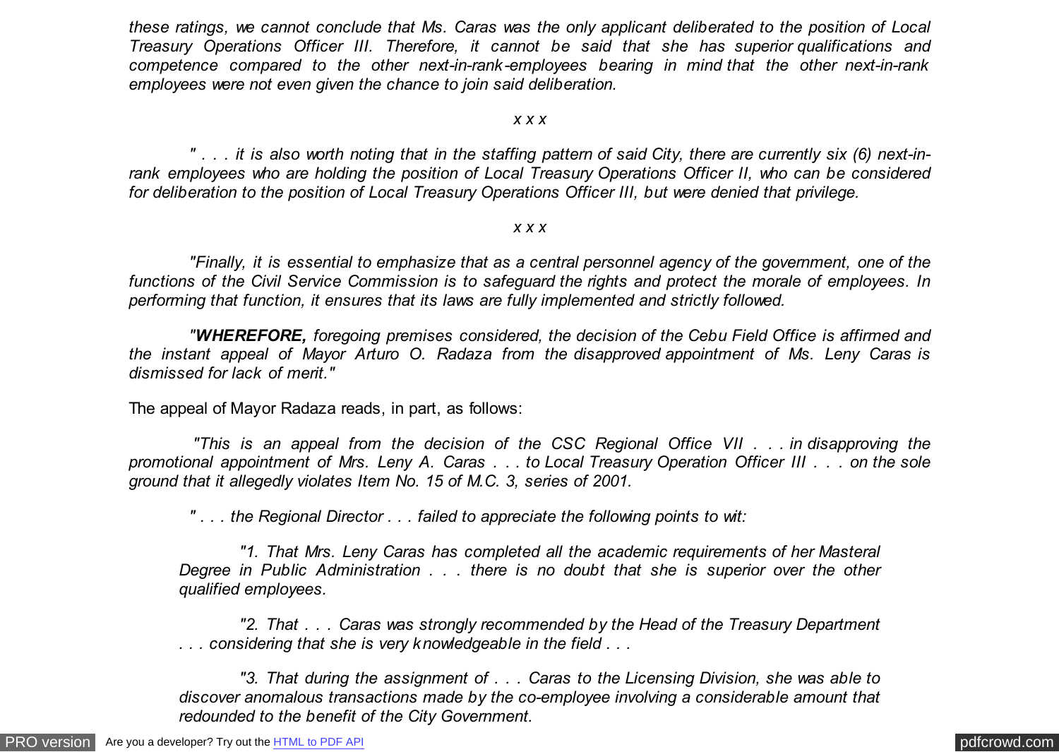*these ratings, we cannot conclude that Ms. Caras was the only applicant deliberated to the position of Local Treasury Operations Officer III. Therefore, it cannot be said that she has superior qualifications and competence compared to the other next-in-rank-employees bearing in mind that the other next-in-rank employees were not even given the chance to join said deliberation.*

*x x x*

*" . . . it is also worth noting that in the staffing pattern of said City, there are currently six (6) next-in-rank employees who are holding the position of Local Treasury Operations Officer II, who can be considered for deliberation to the position of Local Treasury Operations Officer III, but were denied that privilege.*

*x x x*

*"Finally, it is essential to emphasize that as a central personnel agency of the government, one of the functions of the Civil Service Commission is to safeguard the rights and protect the morale of employees. In performing that function, it ensures that its laws are fully implemented and strictly followed.*

*"**WHEREFORE,** foregoing premises considered, the decision of the Cebu Field Office is affirmed and the instant appeal of Mayor Arturo O. Radaza from the disapproved appointment of Ms. Leny Caras is dismissed for lack of merit."*

The appeal of Mayor Radaza reads, in part, as follows:

*"This is an appeal from the decision of the CSC Regional Office VII . . . in disapproving the promotional appointment of Mrs. Leny A. Caras . . . to Local Treasury Operation Officer III . . . on the sole ground that it allegedly violates Item No. 15 of M.C. 3, series of 2001.*

*" . . . the Regional Director . . . failed to appreciate the following points to wit:*

> *"1. That Mrs. Leny Caras has completed all the academic requirements of her Masteral Degree in Public Administration . . . there is no doubt that she is superior over the other qualified employees.*
>
> *"2. That . . . Caras was strongly recommended by the Head of the Treasury Department . . . considering that she is very knowledgeable in the field . . .*
>
> *"3. That during the assignment of . . . Caras to the Licensing Division, she was able to discover anomalous transactions made by the co-employee involving a considerable amount that redounded to the benefit of the City Government.*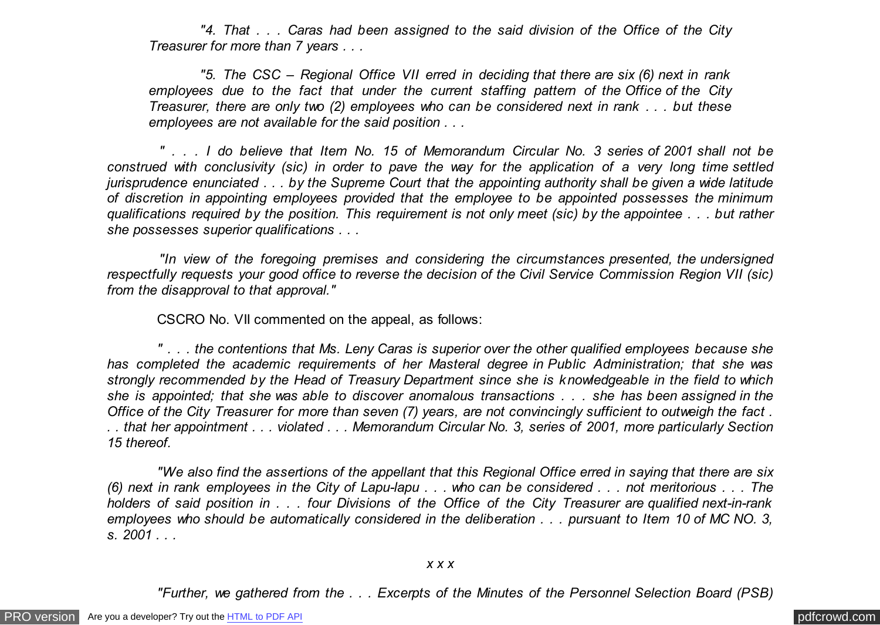*"4. That . . . Caras had been assigned to the said division of the Office of the City Treasurer for more than 7 years . . .*

*"5. The CSC – Regional Office VII erred in deciding that there are six (6) next in rank employees due to the fact that under the current staffing pattern of the Office of the City Treasurer, there are only two (2) employees who can be considered next in rank . . . but these employees are not available for the said position . . .*

*" . . . I do believe that Item No. 15 of Memorandum Circular No. 3 series of 2001 shall not be construed with conclusivity (sic) in order to pave the way for the application of a very long time settled jurisprudence enunciated . . . by the Supreme Court that the appointing authority shall be given a wide latitude of discretion in appointing employees provided that the employee to be appointed possesses the minimum qualifications required by the position. This requirement is not only meet (sic) by the appointee . . . but rather she possesses superior qualifications . . .*

*"In view of the foregoing premises and considering the circumstances presented, the undersigned respectfully requests your good office to reverse the decision of the Civil Service Commission Region VII (sic) from the disapproval to that approval."*

CSCRO No. VII commented on the appeal, as follows:

*" . . . the contentions that Ms. Leny Caras is superior over the other qualified employees because she has completed the academic requirements of her Masteral degree in Public Administration; that she was strongly recommended by the Head of Treasury Department since she is knowledgeable in the field to which she is appointed; that she was able to discover anomalous transactions . . . she has been assigned in the Office of the City Treasurer for more than seven (7) years, are not convincingly sufficient to outweigh the fact . . . that her appointment . . . violated . . . Memorandum Circular No. 3, series of 2001, more particularly Section 15 thereof.*

*"We also find the assertions of the appellant that this Regional Office erred in saying that there are six (6) next in rank employees in the City of Lapu-lapu . . . who can be considered . . . not meritorious . . . The holders of said position in . . . four Divisions of the Office of the City Treasurer are qualified next-in-rank employees who should be automatically considered in the deliberation . . . pursuant to Item 10 of MC NO. 3, s. 2001 . . .*

*x x x*

*"Further, we gathered from the . . . Excerpts of the Minutes of the Personnel Selection Board (PSB)*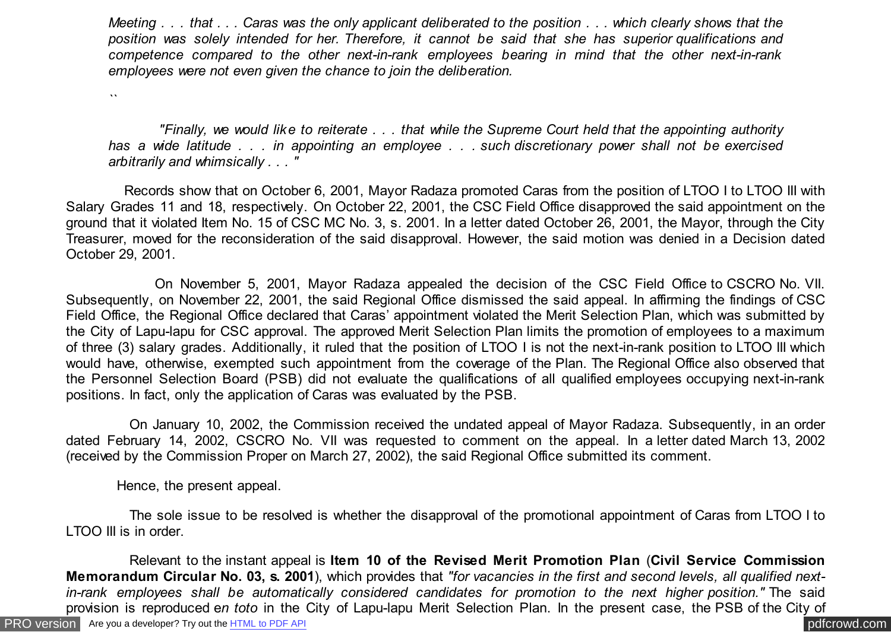*Meeting . . . that . . . Caras was the only applicant deliberated to the position . . . which clearly shows that the position was solely intended for her. Therefore, it cannot be said that she has superior qualifications and competence compared to the other next-in-rank employees bearing in mind that the other next-in-rank employees were not even given the chance to join the deliberation.*

``

*"Finally, we would like to reiterate . . . that while the Supreme Court held that the appointing authority has a wide latitude . . . in appointing an employee . . . such discretionary power shall not be exercised arbitrarily and whimsically . . . "*

Records show that on October 6, 2001, Mayor Radaza promoted Caras from the position of LTOO I to LTOO III with Salary Grades 11 and 18, respectively. On October 22, 2001, the CSC Field Office disapproved the said appointment on the ground that it violated Item No. 15 of CSC MC No. 3, s. 2001. In a letter dated October 26, 2001, the Mayor, through the City Treasurer, moved for the reconsideration of the said disapproval. However, the said motion was denied in a Decision dated October 29, 2001.

On November 5, 2001, Mayor Radaza appealed the decision of the CSC Field Office to CSCRO No. VII. Subsequently, on November 22, 2001, the said Regional Office dismissed the said appeal. In affirming the findings of CSC Field Office, the Regional Office declared that Caras' appointment violated the Merit Selection Plan, which was submitted by the City of Lapu-lapu for CSC approval. The approved Merit Selection Plan limits the promotion of employees to a maximum of three (3) salary grades. Additionally, it ruled that the position of LTOO I is not the next-in-rank position to LTOO III which would have, otherwise, exempted such appointment from the coverage of the Plan. The Regional Office also observed that the Personnel Selection Board (PSB) did not evaluate the qualifications of all qualified employees occupying next-in-rank positions. In fact, only the application of Caras was evaluated by the PSB.

On January 10, 2002, the Commission received the undated appeal of Mayor Radaza. Subsequently, in an order dated February 14, 2002, CSCRO No. VII was requested to comment on the appeal. In a letter dated March 13, 2002 (received by the Commission Proper on March 27, 2002), the said Regional Office submitted its comment.

Hence, the present appeal.

The sole issue to be resolved is whether the disapproval of the promotional appointment of Caras from LTOO I to LTOO III is in order.

Relevant to the instant appeal is **Item 10 of the Revised Merit Promotion Plan** (**Civil Service Commission Memorandum Circular No. 03, s. 2001**), which provides that *"for vacancies in the first and second levels, all qualified next-in-rank employees shall be automatically considered candidates for promotion to the next higher position."* The said provision is reproduced *en toto* in the City of Lapu-lapu Merit Selection Plan. In the present case, the PSB of the City of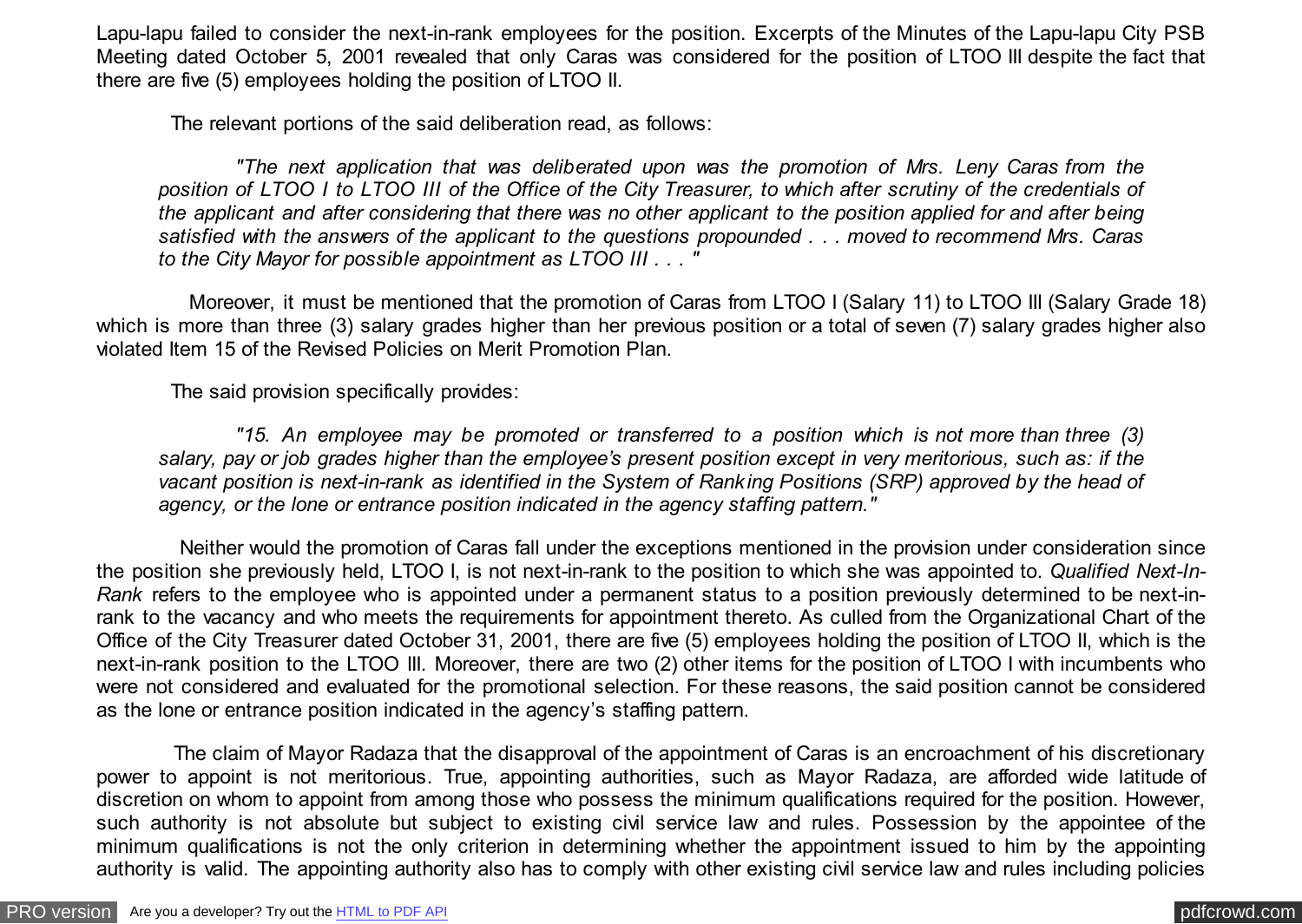Lapu-lapu failed to consider the next-in-rank employees for the position. Excerpts of the Minutes of the Lapu-lapu City PSB Meeting dated October 5, 2001 revealed that only Caras was considered for the position of LTOO III despite the fact that there are five (5) employees holding the position of LTOO II.

The relevant portions of the said deliberation read, as follows:

> *"The next application that was deliberated upon was the promotion of Mrs. Leny Caras from the position of LTOO I to LTOO III of the Office of the City Treasurer, to which after scrutiny of the credentials of the applicant and after considering that there was no other applicant to the position applied for and after being satisfied with the answers of the applicant to the questions propounded . . . moved to recommend Mrs. Caras to the City Mayor for possible appointment as LTOO III . . . "*

Moreover, it must be mentioned that the promotion of Caras from LTOO I (Salary 11) to LTOO III (Salary Grade 18) which is more than three (3) salary grades higher than her previous position or a total of seven (7) salary grades higher also violated Item 15 of the Revised Policies on Merit Promotion Plan.

The said provision specifically provides:

> *"15. An employee may be promoted or transferred to a position which is not more than three (3) salary, pay or job grades higher than the employee's present position except in very meritorious, such as: if the vacant position is next-in-rank as identified in the System of Ranking Positions (SRP) approved by the head of agency, or the lone or entrance position indicated in the agency staffing pattern."*

Neither would the promotion of Caras fall under the exceptions mentioned in the provision under consideration since the position she previously held, LTOO I, is not next-in-rank to the position to which she was appointed to. *Qualified Next-In-Rank* refers to the employee who is appointed under a permanent status to a position previously determined to be next-in-rank to the vacancy and who meets the requirements for appointment thereto. As culled from the Organizational Chart of the Office of the City Treasurer dated October 31, 2001, there are five (5) employees holding the position of LTOO II, which is the next-in-rank position to the LTOO III. Moreover, there are two (2) other items for the position of LTOO I with incumbents who were not considered and evaluated for the promotional selection. For these reasons, the said position cannot be considered as the lone or entrance position indicated in the agency's staffing pattern.

The claim of Mayor Radaza that the disapproval of the appointment of Caras is an encroachment of his discretionary power to appoint is not meritorious. True, appointing authorities, such as Mayor Radaza, are afforded wide latitude of discretion on whom to appoint from among those who possess the minimum qualifications required for the position. However, such authority is not absolute but subject to existing civil service law and rules. Possession by the appointee of the minimum qualifications is not the only criterion in determining whether the appointment issued to him by the appointing authority is valid. The appointing authority also has to comply with other existing civil service law and rules including policies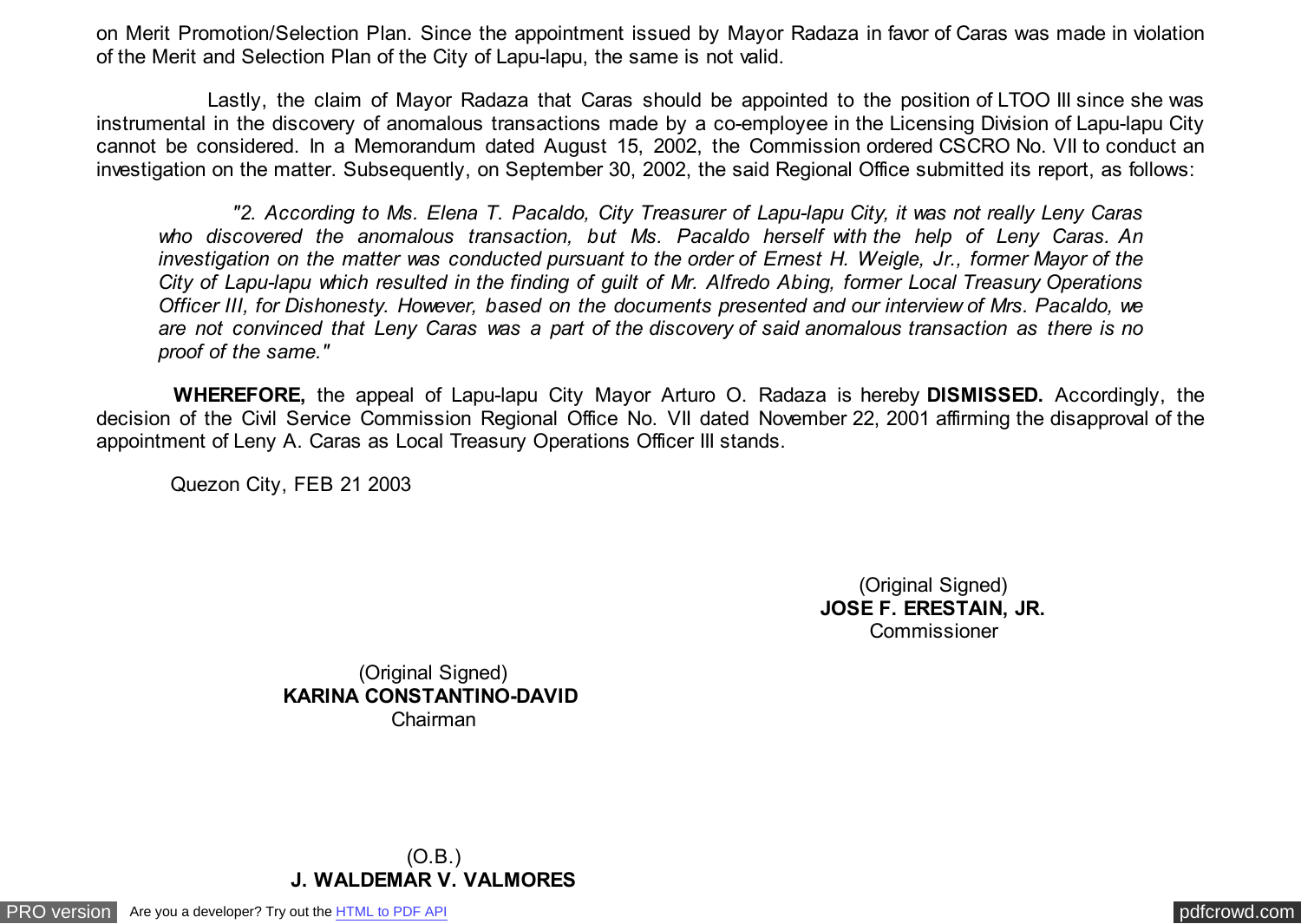on Merit Promotion/Selection Plan. Since the appointment issued by Mayor Radaza in favor of Caras was made in violation of the Merit and Selection Plan of the City of Lapu-lapu, the same is not valid.

Lastly, the claim of Mayor Radaza that Caras should be appointed to the position of LTOO III since she was instrumental in the discovery of anomalous transactions made by a co-employee in the Licensing Division of Lapu-lapu City cannot be considered. In a Memorandum dated August 15, 2002, the Commission ordered CSCRO No. VII to conduct an investigation on the matter. Subsequently, on September 30, 2002, the said Regional Office submitted its report, as follows:

> *"2. According to Ms. Elena T. Pacaldo, City Treasurer of Lapu-lapu City, it was not really Leny Caras who discovered the anomalous transaction, but Ms. Pacaldo herself with the help of Leny Caras. An investigation on the matter was conducted pursuant to the order of Ernest H. Weigle, Jr., former Mayor of the City of Lapu-lapu which resulted in the finding of guilt of Mr. Alfredo Abing, former Local Treasury Operations Officer III, for Dishonesty. However, based on the documents presented and our interview of Mrs. Pacaldo, we are not convinced that Leny Caras was a part of the discovery of said anomalous transaction as there is no proof of the same."*

**WHEREFORE,** the appeal of Lapu-lapu City Mayor Arturo O. Radaza is hereby **DISMISSED.** Accordingly, the decision of the Civil Service Commission Regional Office No. VII dated November 22, 2001 affirming the disapproval of the appointment of Leny A. Caras as Local Treasury Operations Officer III stands.

Quezon City, FEB 21 2003

(Original Signed)
**JOSE F. ERESTAIN, JR.**
Commissioner

(Original Signed)
**KARINA CONSTANTINO-DAVID**
Chairman

(O.B.)
**J. WALDEMAR V. VALMORES**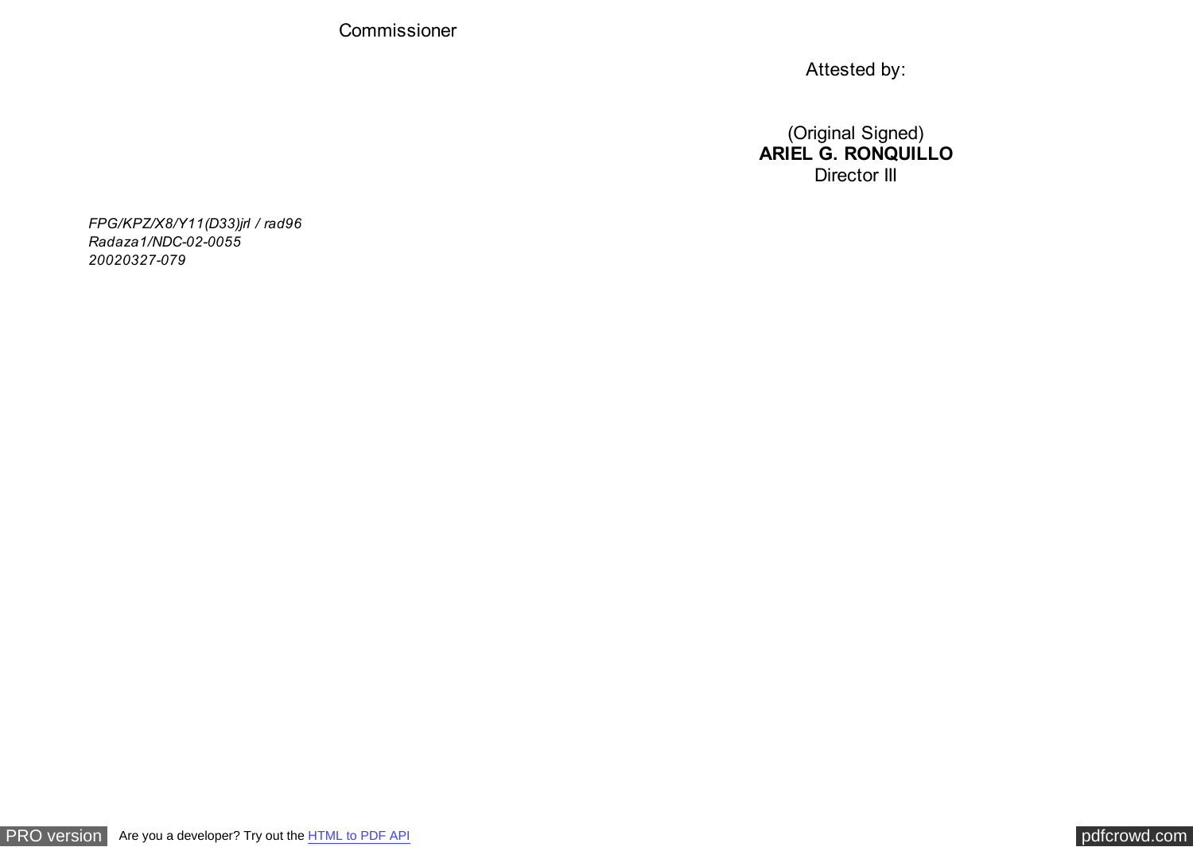Commissioner

Attested by:

(Original Signed)
**ARIEL G. RONQUILLO**
Director III

*FPG/KPZ/X8/Y11(D33)jrl / rad96*
*Radaza1/NDC-02-0055*
*20020327-079*